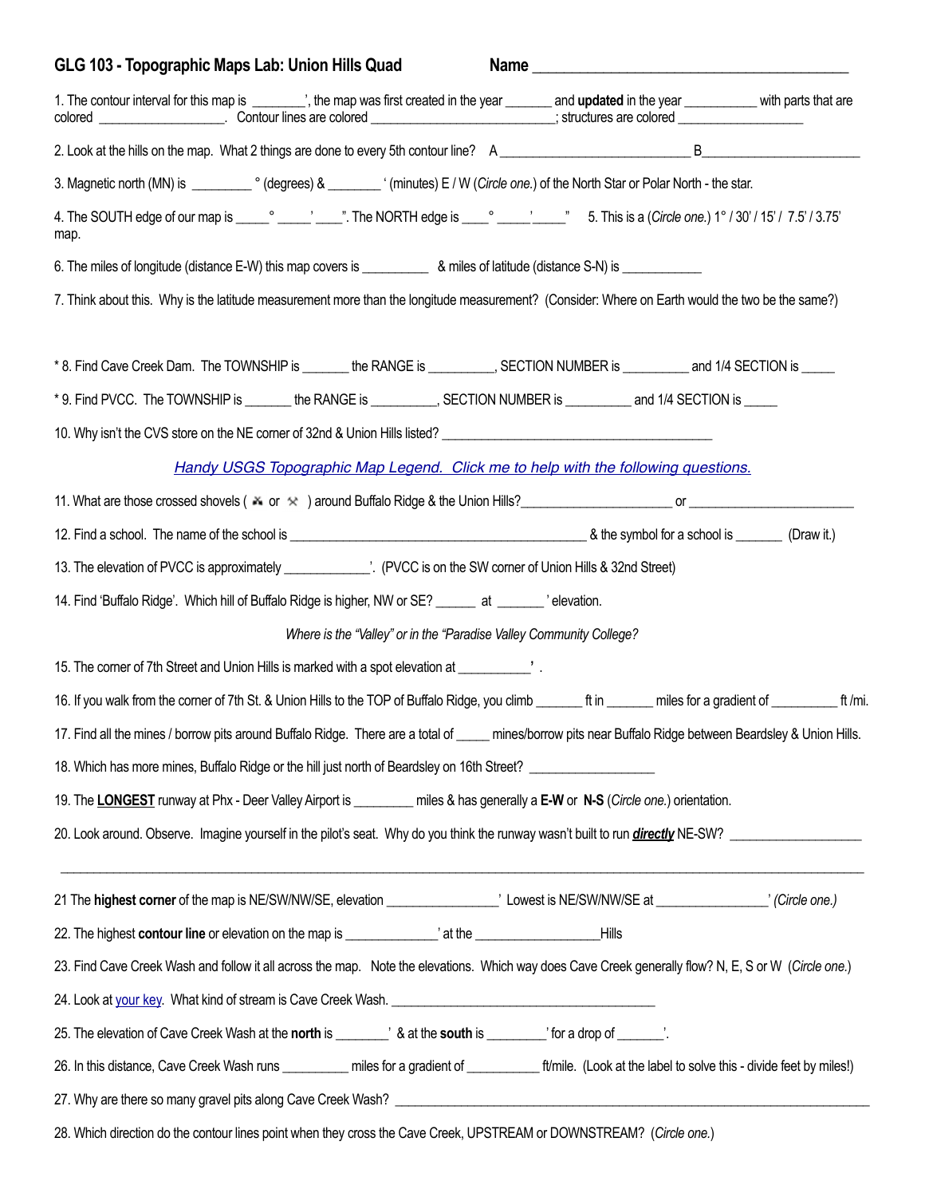# GLG 103 - Topographic Maps Lab: Union Hills Quad

Name ________________________________________

1. The contour interval for this map is ________', the map was first created in the year _______ and **updated** in the year ___________ with parts that are colored ___________________. Contour lines are colored ___________________________; structures are colored ___________________

2. Look at the hills on the map. What 2 things are done to every 5th contour line? A ____________________________ B________________________

3. Magnetic north (MN) is _________ ° (degrees) & ________ ' (minutes) E / W (*Circle one.*) of the North Star or Polar North - the star.

4. The SOUTH edge of our map is _____° _____' ____". The NORTH edge is ____° _____'_____"  5. This is a (*Circle one.*) 1° / 30' / 15' / 7.5' / 3.75' map.

6. The miles of longitude (distance E-W) this map covers is __________ & miles of latitude (distance S-N) is ____________

7. Think about this. Why is the latitude measurement more than the longitude measurement? (Consider: Where on Earth would the two be the same?)

* 8. Find Cave Creek Dam. The TOWNSHIP is _______ the RANGE is __________, SECTION NUMBER is __________ and 1/4 SECTION is _____

* 9. Find PVCC. The TOWNSHIP is _______ the RANGE is __________, SECTION NUMBER is __________ and 1/4 SECTION is _____

10. Why isn't the CVS store on the NE corner of 32nd & Union Hills listed? _________________________________________

*Handy USGS Topographic Map Legend. Click me to help with the following questions.*

11. What are those crossed shovels ( ⚒ or ⚒ ) around Buffalo Ridge & the Union Hills?______________________ or ________________________

12. Find a school. The name of the school is ____________________________________________ & the symbol for a school is _______ (Draw it.)

13. The elevation of PVCC is approximately _____________'. (PVCC is on the SW corner of Union Hills & 32nd Street)

14. Find 'Buffalo Ridge'. Which hill of Buffalo Ridge is higher, NW or SE? ______ at _______ ' elevation.

*Where is the "Valley" or in the "Paradise Valley Community College?*

15. The corner of 7th Street and Union Hills is marked with a spot elevation at __________' .

16. If you walk from the corner of 7th St. & Union Hills to the TOP of Buffalo Ridge, you climb _______ ft in _______ miles for a gradient of __________ ft /mi.

17. Find all the mines / borrow pits around Buffalo Ridge. There are a total of _____ mines/borrow pits near Buffalo Ridge between Beardsley & Union Hills.

18. Which has more mines, Buffalo Ridge or the hill just north of Beardsley on 16th Street? __________________

19. The **LONGEST** runway at Phx - Deer Valley Airport is _________ miles & has generally a **E-W** or **N-S** (*Circle one.*) orientation.

20. Look around. Observe. Imagine yourself in the pilot's seat. Why do you think the runway wasn't built to run ***directly*** NE-SW? ___________________

_____________________________________________________________________________________________________________

21 The **highest corner** of the map is NE/SW/NW/SE, elevation ________________' Lowest is NE/SW/NW/SE at ________________' *(Circle one.)*

22. The highest **contour line** or elevation on the map is _____________' at the __________________Hills

23. Find Cave Creek Wash and follow it all across the map. Note the elevations. Which way does Cave Creek generally flow? N, E, S or W (*Circle one.*)

24. Look at your key. What kind of stream is Cave Creek Wash. ________________________________________

25. The elevation of Cave Creek Wash at the **north** is ________' & at the **south** is _________' for a drop of _______'.

26. In this distance, Cave Creek Wash runs __________ miles for a gradient of ___________ ft/mile. (Look at the label to solve this - divide feet by miles!)

27. Why are there so many gravel pits along Cave Creek Wash? ____________________________________________________________________________

28. Which direction do the contour lines point when they cross the Cave Creek, UPSTREAM or DOWNSTREAM? (*Circle one.*)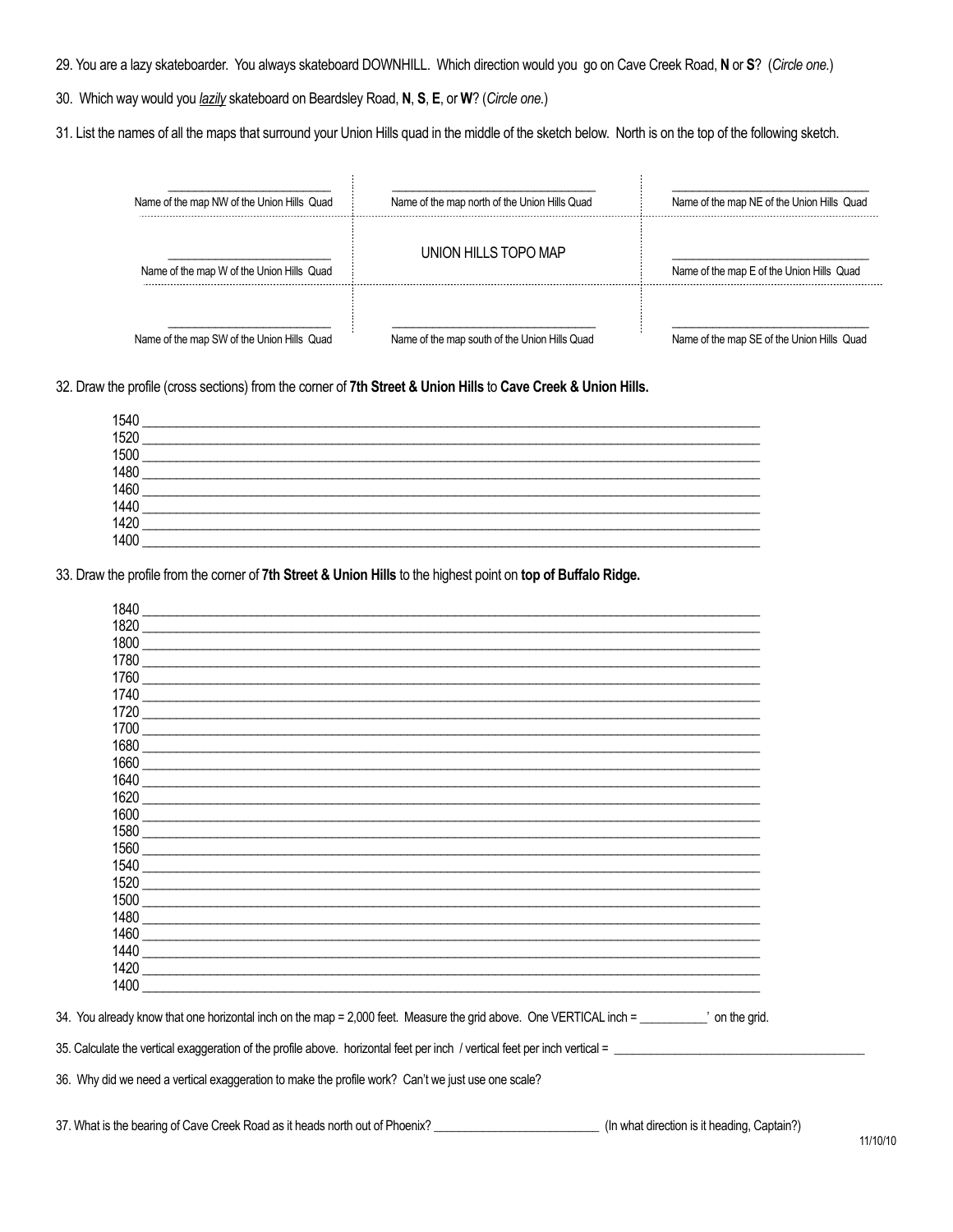29. You are a lazy skateboarder. You always skateboard DOWNHILL. Which direction would you go on Cave Creek Road, **N** or **S**? (*Circle one.*)

30. Which way would you *lazily* skateboard on Beardsley Road, **N**, **S**, **E**, or **W**? (*Circle one.*)

31. List the names of all the maps that surround your Union Hills quad in the middle of the sketch below. North is on the top of the following sketch.

| | | |
|---|---|---|
| ______________________ Name of the map NW of the Union Hills Quad | ______________________ Name of the map north of the Union Hills Quad | ______________________ Name of the map NE of the Union Hills Quad |
| ______________________ Name of the map W of the Union Hills Quad | UNION HILLS TOPO MAP | ______________________ Name of the map E of the Union Hills Quad |
| ______________________ Name of the map SW of the Union Hills Quad | ______________________ Name of the map south of the Union Hills Quad | ______________________ Name of the map SE of the Union Hills Quad |

32. Draw the profile (cross sections) from the corner of **7th Street & Union Hills** to **Cave Creek & Union Hills.**

1540 ________________________________________________
1520 ________________________________________________
1500 ________________________________________________
1480 ________________________________________________
1460 ________________________________________________
1440 ________________________________________________
1420 ________________________________________________
1400 ________________________________________________

33. Draw the profile from the corner of **7th Street & Union Hills** to the highest point on **top of Buffalo Ridge.**

1840 ________________________________________________
1820 ________________________________________________
1800 ________________________________________________
1780 ________________________________________________
1760 ________________________________________________
1740 ________________________________________________
1720 ________________________________________________
1700 ________________________________________________
1680 ________________________________________________
1660 ________________________________________________
1640 ________________________________________________
1620 ________________________________________________
1600 ________________________________________________
1580 ________________________________________________
1560 ________________________________________________
1540 ________________________________________________
1520 ________________________________________________
1500 ________________________________________________
1480 ________________________________________________
1460 ________________________________________________
1440 ________________________________________________
1420 ________________________________________________
1400 ________________________________________________

34. You already know that one horizontal inch on the map = 2,000 feet. Measure the grid above. One VERTICAL inch = __________' on the grid.

35. Calculate the vertical exaggeration of the profile above. horizontal feet per inch / vertical feet per inch vertical = ______________________________

36. Why did we need a vertical exaggeration to make the profile work? Can't we just use one scale?

37. What is the bearing of Cave Creek Road as it heads north out of Phoenix? ______________________ (In what direction is it heading, Captain?)

11/10/10